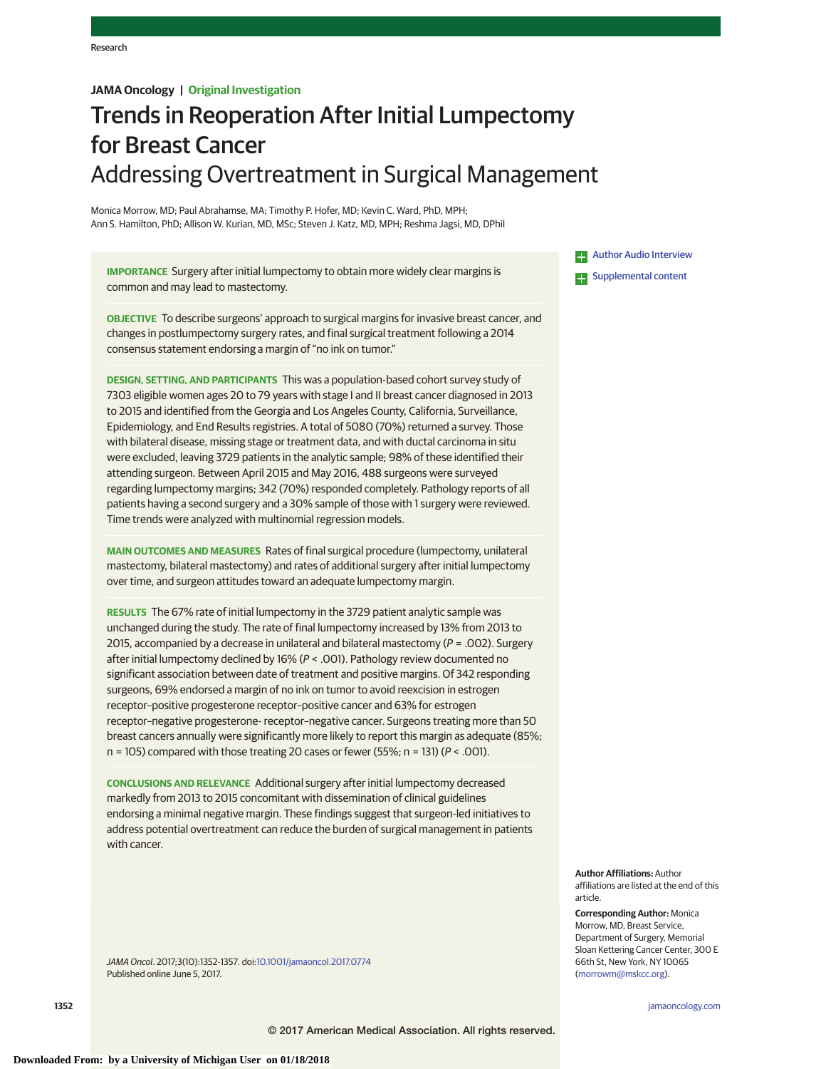JAMA Oncology | Original Investigation

# Trends in Reoperation After Initial Lumpectomy for Breast Cancer
## Addressing Overtreatment in Surgical Management

Monica Morrow, MD; Paul Abrahamse, MA; Timothy P. Hofer, MD; Kevin C. Ward, PhD, MPH; Ann S. Hamilton, PhD; Allison W. Kurian, MD, MSc; Steven J. Katz, MD, MPH; Reshma Jagsi, MD, DPhil

**IMPORTANCE** Surgery after initial lumpectomy to obtain more widely clear margins is common and may lead to mastectomy.

**OBJECTIVE** To describe surgeons' approach to surgical margins for invasive breast cancer, and changes in postlumpectomy surgery rates, and final surgical treatment following a 2014 consensus statement endorsing a margin of "no ink on tumor."

**DESIGN, SETTING, AND PARTICIPANTS** This was a population-based cohort survey study of 7303 eligible women ages 20 to 79 years with stage I and II breast cancer diagnosed in 2013 to 2015 and identified from the Georgia and Los Angeles County, California, Surveillance, Epidemiology, and End Results registries. A total of 5080 (70%) returned a survey. Those with bilateral disease, missing stage or treatment data, and with ductal carcinoma in situ were excluded, leaving 3729 patients in the analytic sample; 98% of these identified their attending surgeon. Between April 2015 and May 2016, 488 surgeons were surveyed regarding lumpectomy margins; 342 (70%) responded completely. Pathology reports of all patients having a second surgery and a 30% sample of those with 1 surgery were reviewed. Time trends were analyzed with multinomial regression models.

**MAIN OUTCOMES AND MEASURES** Rates of final surgical procedure (lumpectomy, unilateral mastectomy, bilateral mastectomy) and rates of additional surgery after initial lumpectomy over time, and surgeon attitudes toward an adequate lumpectomy margin.

**RESULTS** The 67% rate of initial lumpectomy in the 3729 patient analytic sample was unchanged during the study. The rate of final lumpectomy increased by 13% from 2013 to 2015, accompanied by a decrease in unilateral and bilateral mastectomy ($P = .002$). Surgery after initial lumpectomy declined by 16% ($P < .001$). Pathology review documented no significant association between date of treatment and positive margins. Of 342 responding surgeons, 69% endorsed a margin of no ink on tumor to avoid reexcision in estrogen receptor–positive progesterone receptor–positive cancer and 63% for estrogen receptor–negative progesterone- receptor–negative cancer. Surgeons treating more than 50 breast cancers annually were significantly more likely to report this margin as adequate (85%; n = 105) compared with those treating 20 cases or fewer (55%; n = 131) ($P < .001$).

**CONCLUSIONS AND RELEVANCE** Additional surgery after initial lumpectomy decreased markedly from 2013 to 2015 concomitant with dissemination of clinical guidelines endorsing a minimal negative margin. These findings suggest that surgeon-led initiatives to address potential overtreatment can reduce the burden of surgical management in patients with cancer.

*JAMA Oncol*. 2017;3(10):1352-1357. doi:10.1001/jamaoncol.2017.0774
Published online June 5, 2017.

Author Audio Interview

Supplemental content

**Author Affiliations:** Author affiliations are listed at the end of this article.

**Corresponding Author:** Monica Morrow, MD, Breast Service, Department of Surgery, Memorial Sloan Kettering Cancer Center, 300 E 66th St, New York, NY 10065 (morrowm@mskcc.org).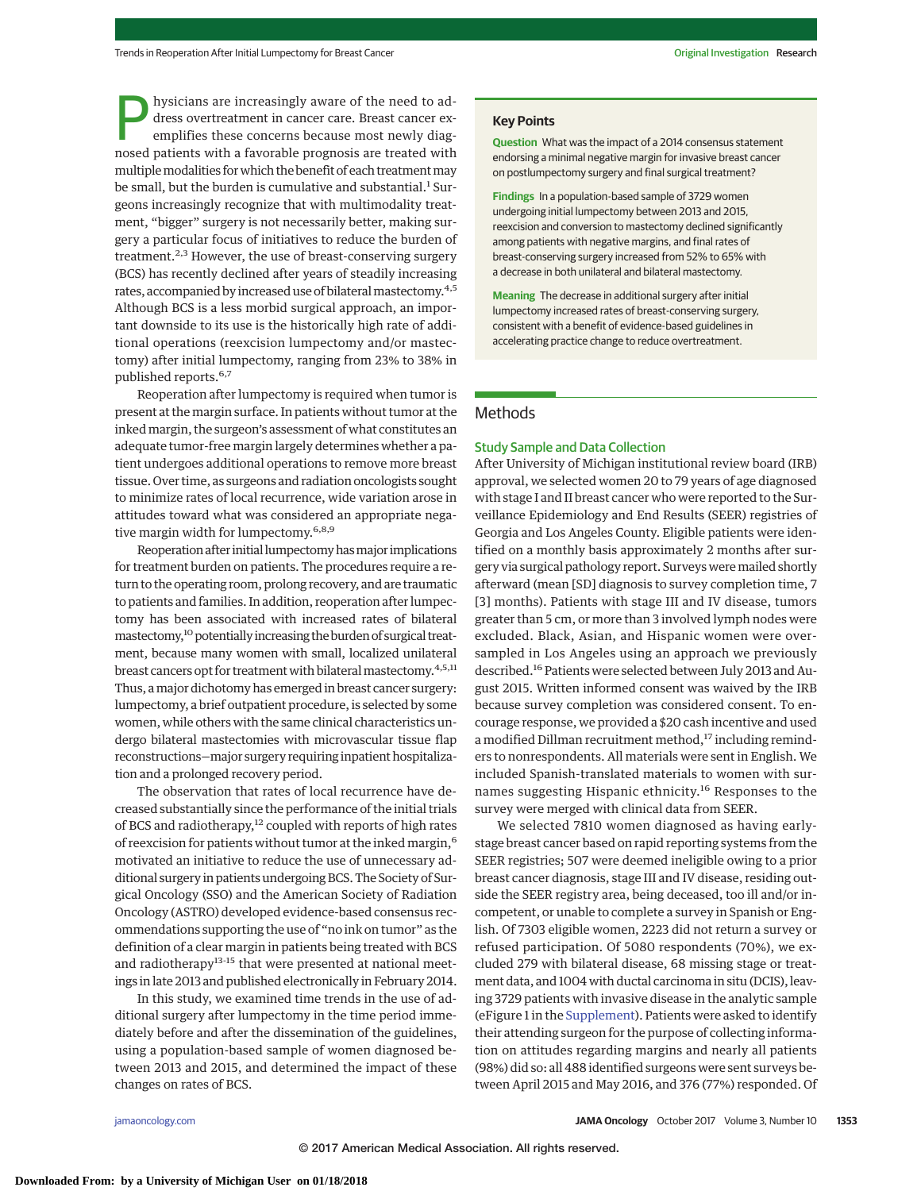Physicians are increasingly aware of the need to address overtreatment in cancer care. Breast cancer exemplifies these concerns because most newly diagnosed patients with a favorable prognosis are treated with multiple modalities for which the benefit of each treatment may be small, but the burden is cumulative and substantial.[1] Surgeons increasingly recognize that with multimodality treatment, "bigger" surgery is not necessarily better, making surgery a particular focus of initiatives to reduce the burden of treatment.[2,3] However, the use of breast-conserving surgery (BCS) has recently declined after years of steadily increasing rates, accompanied by increased use of bilateral mastectomy.[4,5] Although BCS is a less morbid surgical approach, an important downside to its use is the historically high rate of additional operations (reexcision lumpectomy and/or mastectomy) after initial lumpectomy, ranging from 23% to 38% in published reports.[6,7]

Reoperation after lumpectomy is required when tumor is present at the margin surface. In patients without tumor at the inked margin, the surgeon's assessment of what constitutes an adequate tumor-free margin largely determines whether a patient undergoes additional operations to remove more breast tissue. Over time, as surgeons and radiation oncologists sought to minimize rates of local recurrence, wide variation arose in attitudes toward what was considered an appropriate negative margin width for lumpectomy.[6,8,9]

Reoperation after initial lumpectomy has major implications for treatment burden on patients. The procedures require a return to the operating room, prolong recovery, and are traumatic to patients and families. In addition, reoperation after lumpectomy has been associated with increased rates of bilateral mastectomy,[10] potentially increasing the burden of surgical treatment, because many women with small, localized unilateral breast cancers opt for treatment with bilateral mastectomy.[4,5,11] Thus, a major dichotomy has emerged in breast cancer surgery: lumpectomy, a brief outpatient procedure, is selected by some women, while others with the same clinical characteristics undergo bilateral mastectomies with microvascular tissue flap reconstructions—major surgery requiring inpatient hospitalization and a prolonged recovery period.

The observation that rates of local recurrence have decreased substantially since the performance of the initial trials of BCS and radiotherapy,[12] coupled with reports of high rates of reexcision for patients without tumor at the inked margin,[6] motivated an initiative to reduce the use of unnecessary additional surgery in patients undergoing BCS. The Society of Surgical Oncology (SSO) and the American Society of Radiation Oncology (ASTRO) developed evidence-based consensus recommendations supporting the use of "no ink on tumor" as the definition of a clear margin in patients being treated with BCS and radiotherapy[13-15] that were presented at national meetings in late 2013 and published electronically in February 2014.

In this study, we examined time trends in the use of additional surgery after lumpectomy in the time period immediately before and after the dissemination of the guidelines, using a population-based sample of women diagnosed between 2013 and 2015, and determined the impact of these changes on rates of BCS.

## Key Points

**Question** What was the impact of a 2014 consensus statement endorsing a minimal negative margin for invasive breast cancer on postlumpectomy surgery and final surgical treatment?

**Findings** In a population-based sample of 3729 women undergoing initial lumpectomy between 2013 and 2015, reexcision and conversion to mastectomy declined significantly among patients with negative margins, and final rates of breast-conserving surgery increased from 52% to 65% with a decrease in both unilateral and bilateral mastectomy.

**Meaning** The decrease in additional surgery after initial lumpectomy increased rates of breast-conserving surgery, consistent with a benefit of evidence-based guidelines in accelerating practice change to reduce overtreatment.

## Methods

### Study Sample and Data Collection

After University of Michigan institutional review board (IRB) approval, we selected women 20 to 79 years of age diagnosed with stage I and II breast cancer who were reported to the Surveillance Epidemiology and End Results (SEER) registries of Georgia and Los Angeles County. Eligible patients were identified on a monthly basis approximately 2 months after surgery via surgical pathology report. Surveys were mailed shortly afterward (mean [SD] diagnosis to survey completion time, 7 [3] months). Patients with stage III and IV disease, tumors greater than 5 cm, or more than 3 involved lymph nodes were excluded. Black, Asian, and Hispanic women were oversampled in Los Angeles using an approach we previously described.[16] Patients were selected between July 2013 and August 2015. Written informed consent was waived by the IRB because survey completion was considered consent. To encourage response, we provided a $20 cash incentive and used a modified Dillman recruitment method,[17] including reminders to nonrespondents. All materials were sent in English. We included Spanish-translated materials to women with surnames suggesting Hispanic ethnicity.[16] Responses to the survey were merged with clinical data from SEER.

We selected 7810 women diagnosed as having early-stage breast cancer based on rapid reporting systems from the SEER registries; 507 were deemed ineligible owing to a prior breast cancer diagnosis, stage III and IV disease, residing outside the SEER registry area, being deceased, too ill and/or incompetent, or unable to complete a survey in Spanish or English. Of 7303 eligible women, 2223 did not return a survey or refused participation. Of 5080 respondents (70%), we excluded 279 with bilateral disease, 68 missing stage or treatment data, and 1004 with ductal carcinoma in situ (DCIS), leaving 3729 patients with invasive disease in the analytic sample (eFigure 1 in the Supplement). Patients were asked to identify their attending surgeon for the purpose of collecting information on attitudes regarding margins and nearly all patients (98%) did so: all 488 identified surgeons were sent surveys between April 2015 and May 2016, and 376 (77%) responded. Of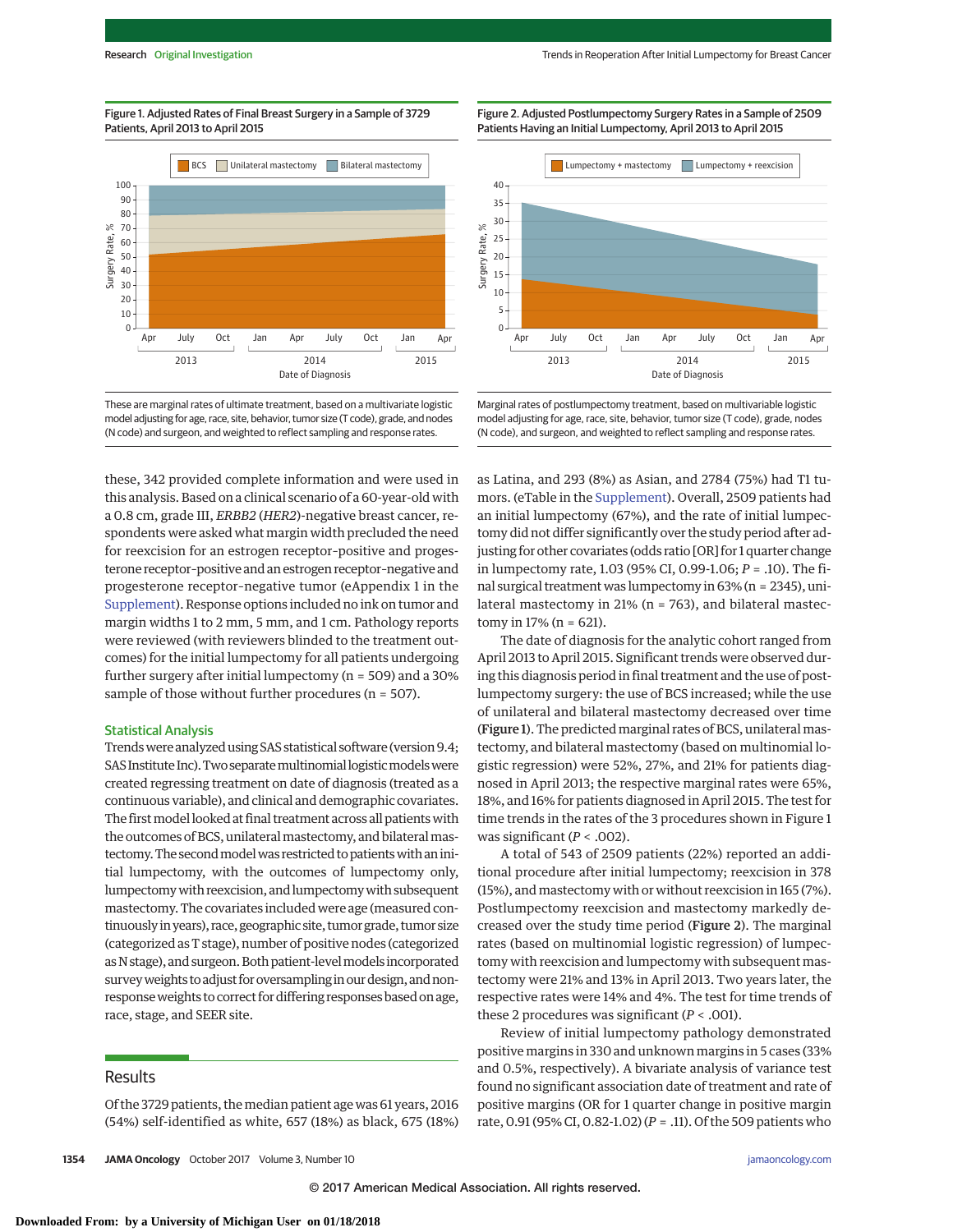Figure 1. Adjusted Rates of Final Breast Surgery in a Sample of 3729 Patients, April 2013 to April 2015

These are marginal rates of ultimate treatment, based on a multivariate logistic model adjusting for age, race, site, behavior, tumor size (T code), grade, and nodes (N code) and surgeon, and weighted to reflect sampling and response rates.

Figure 2. Adjusted Postlumpectomy Surgery Rates in a Sample of 2509 Patients Having an Initial Lumpectomy, April 2013 to April 2015

Marginal rates of postlumpectomy treatment, based on multivariable logistic model adjusting for age, race, site, behavior, tumor size (T code), grade, and nodes (N code), and surgeon, and weighted to reflect sampling and response rates.

these, 342 provided complete information and were used in this analysis. Based on a clinical scenario of a 60-year-old with a 0.8 cm, grade III, *ERBB2* (*HER2*)-negative breast cancer, respondents were asked what margin width precluded the need for reexcision for an estrogen receptor-positive and progesterone receptor-positive and an estrogen receptor-negative and progesterone receptor-negative tumor (eAppendix 1 in the Supplement). Response options included no ink on tumor and margin widths 1 to 2 mm, 5 mm, and 1 cm. Pathology reports were reviewed (with reviewers blinded to the treatment outcomes) for the initial lumpectomy for all patients undergoing further surgery after initial lumpectomy (n = 509) and a 30% sample of those without further procedures (n = 507).

### Statistical Analysis

Trends were analyzed using SAS statistical software (version 9.4; SAS Institute Inc). Two separate multinomial logistic models were created regressing treatment on date of diagnosis (treated as a continuous variable), and clinical and demographic covariates. The first model looked at final treatment across all patients with the outcomes of BCS, unilateral mastectomy, and bilateral mastectomy. The second model was restricted to patients with an initial lumpectomy, with the outcomes of lumpectomy only, lumpectomy with reexcision, and lumpectomy with subsequent mastectomy. The covariates included were age (measured continuously in years), race, geographic site, tumor grade, tumor size (categorized as T stage), number of positive nodes (categorized as N stage), and surgeon. Both patient-level models incorporated survey weights to adjust for oversampling in our design, and nonresponse weights to correct for differing responses based on age, race, stage, and SEER site.

## Results

Of the 3729 patients, the median patient age was 61 years, 2016 (54%) self-identified as white, 657 (18%) as black, 675 (18%) as Latina, and 293 (8%) as Asian, and 2784 (75%) had T1 tumors. (eTable in the Supplement). Overall, 2509 patients had an initial lumpectomy (67%), and the rate of initial lumpectomy did not differ significantly over the study period after adjusting for other covariates (odds ratio [OR] for 1 quarter change in lumpectomy rate, 1.03 (95% CI, 0.99-1.06; $P$ = .10). The final surgical treatment was lumpectomy in 63% (n = 2345), unilateral mastectomy in 21% (n = 763), and bilateral mastectomy in 17% (n = 621).

The date of diagnosis for the analytic cohort ranged from April 2013 to April 2015. Significant trends were observed during this diagnosis period in final treatment and the use of postlumpectomy surgery: the use of BCS increased; while the use of unilateral and bilateral mastectomy decreased over time (**Figure 1**). The predicted marginal rates of BCS, unilateral mastectomy, and bilateral mastectomy (based on multinomial logistic regression) were 52%, 27%, and 21% for patients diagnosed in April 2013; the respective marginal rates were 65%, 18%, and 16% for patients diagnosed in April 2015. The test for time trends in the rates of the 3 procedures shown in Figure 1 was significant ($P$ < .002).

A total of 543 of 2509 patients (22%) reported an additional procedure after initial lumpectomy; reexcision in 378 (15%), and mastectomy with or without reexcision in 165 (7%). Postlumpectomy reexcision and mastectomy markedly decreased over the study time period (**Figure 2**). The marginal rates (based on multinomial logistic regression) of lumpectomy with reexcision and lumpectomy with subsequent mastectomy were 21% and 13% in April 2013. Two years later, the respective rates were 14% and 4%. The test for time trends of these 2 procedures was significant ($P$ < .001).

Review of initial lumpectomy pathology demonstrated positive margins in 330 and unknown margins in 5 cases (33% and 0.5%, respectively). A bivariate analysis of variance test found no significant association date of treatment and rate of positive margins (OR for 1 quarter change in positive margin rate, 0.91 (95% CI, 0.82-1.02) ($P$ = .11). Of the 509 patients who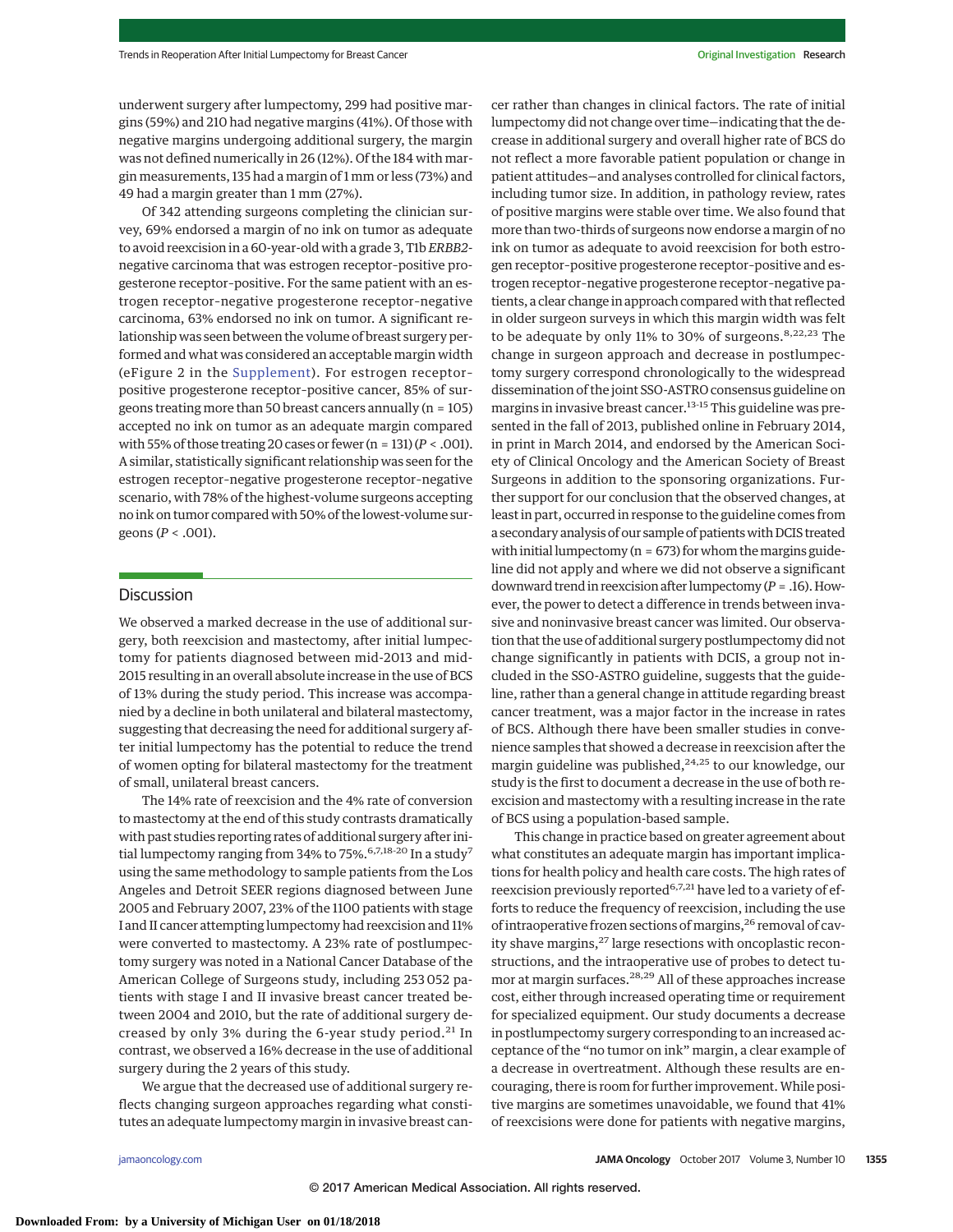underwent surgery after lumpectomy, 299 had positive margins (59%) and 210 had negative margins (41%). Of those with negative margins undergoing additional surgery, the margin was not defined numerically in 26 (12%). Of the 184 with margin measurements, 135 had a margin of 1 mm or less (73%) and 49 had a margin greater than 1 mm (27%).

Of 342 attending surgeons completing the clinician survey, 69% endorsed a margin of no ink on tumor as adequate to avoid reexcision in a 60-year-old with a grade 3, T1b *ERBB2*-negative carcinoma that was estrogen receptor–positive progesterone receptor–positive. For the same patient with an estrogen receptor–negative progesterone receptor–negative carcinoma, 63% endorsed no ink on tumor. A significant relationship was seen between the volume of breast surgery performed and what was considered an acceptable margin width (eFigure 2 in the Supplement). For estrogen receptor–positive progesterone receptor–positive cancer, 85% of surgeons treating more than 50 breast cancers annually (n = 105) accepted no ink on tumor as an adequate margin compared with 55% of those treating 20 cases or fewer (n = 131) ($P < .001$). A similar, statistically significant relationship was seen for the estrogen receptor–negative progesterone receptor–negative scenario, with 78% of the highest-volume surgeons accepting no ink on tumor compared with 50% of the lowest-volume surgeons ($P < .001$).

## Discussion

We observed a marked decrease in the use of additional surgery, both reexcision and mastectomy, after initial lumpectomy for patients diagnosed between mid-2013 and mid-2015 resulting in an overall absolute increase in the use of BCS of 13% during the study period. This increase was accompanied by a decline in both unilateral and bilateral mastectomy, suggesting that decreasing the need for additional surgery after initial lumpectomy has the potential to reduce the trend of women opting for bilateral mastectomy for the treatment of small, unilateral breast cancers.

The 14% rate of reexcision and the 4% rate of conversion to mastectomy at the end of this study contrasts dramatically with past studies reporting rates of additional surgery after initial lumpectomy ranging from 34% to 75%.[6,7,18-20] In a study[7] using the same methodology to sample patients from the Los Angeles and Detroit SEER regions diagnosed between June 2005 and February 2007, 23% of the 1100 patients with stage I and II cancer attempting lumpectomy had reexcision and 11% were converted to mastectomy. A 23% rate of postlumpectomy surgery was noted in a National Cancer Database of the American College of Surgeons study, including 253 052 patients with stage I and II invasive breast cancer treated between 2004 and 2010, but the rate of additional surgery decreased by only 3% during the 6-year study period.[21] In contrast, we observed a 16% decrease in the use of additional surgery during the 2 years of this study.

We argue that the decreased use of additional surgery reflects changing surgeon approaches regarding what constitutes an adequate lumpectomy margin in invasive breast cancer rather than changes in clinical factors. The rate of initial lumpectomy did not change over time—indicating that the decrease in additional surgery and overall higher rate of BCS do not reflect a more favorable patient population or change in patient attitudes—and analyses controlled for clinical factors, including tumor size. In addition, in pathology review, rates of positive margins were stable over time. We also found that more than two-thirds of surgeons now endorse a margin of no ink on tumor as adequate to avoid reexcision for both estrogen receptor–positive progesterone receptor–positive and estrogen receptor–negative progesterone receptor–negative patients, a clear change in approach compared with that reflected in older surgeon surveys in which this margin width was felt to be adequate by only 11% to 30% of surgeons.[8,22,23] The change in surgeon approach and decrease in postlumpectomy surgery correspond chronologically to the widespread dissemination of the joint SSO-ASTRO consensus guideline on margins in invasive breast cancer.[13-15] This guideline was presented in the fall of 2013, published online in February 2014, in print in March 2014, and endorsed by the American Society of Clinical Oncology and the American Society of Breast Surgeons in addition to the sponsoring organizations. Further support for our conclusion that the observed changes, at least in part, occurred in response to the guideline comes from a secondary analysis of our sample of patients with DCIS treated with initial lumpectomy (n = 673) for whom the margins guideline did not apply and where we did not observe a significant downward trend in reexcision after lumpectomy ($P = .16$). However, the power to detect a difference in trends between invasive and noninvasive breast cancer was limited. Our observation that the use of additional surgery postlumpectomy did not change significantly in patients with DCIS, a group not included in the SSO-ASTRO guideline, suggests that the guideline, rather than a general change in attitude regarding breast cancer treatment, was a major factor in the increase in rates of BCS. Although there have been smaller studies in convenience samples that showed a decrease in reexcision after the margin guideline was published,[24,25] to our knowledge, our study is the first to document a decrease in the use of both reexcision and mastectomy with a resulting increase in the rate of BCS using a population-based sample.

This change in practice based on greater agreement about what constitutes an adequate margin has important implications for health policy and health care costs. The high rates of reexcision previously reported[6,7,21] have led to a variety of efforts to reduce the frequency of reexcision, including the use of intraoperative frozen sections of margins,[26] removal of cavity shave margins,[27] large resections with oncoplastic reconstructions, and the intraoperative use of probes to detect tumor at margin surfaces.[28,29] All of these approaches increase cost, either through increased operating time or requirement for specialized equipment. Our study documents a decrease in postlumpectomy surgery corresponding to an increased acceptance of the "no tumor on ink" margin, a clear example of a decrease in overtreatment. Although these results are encouraging, there is room for further improvement. While positive margins are sometimes unavoidable, we found that 41% of reexcisions were done for patients with negative margins,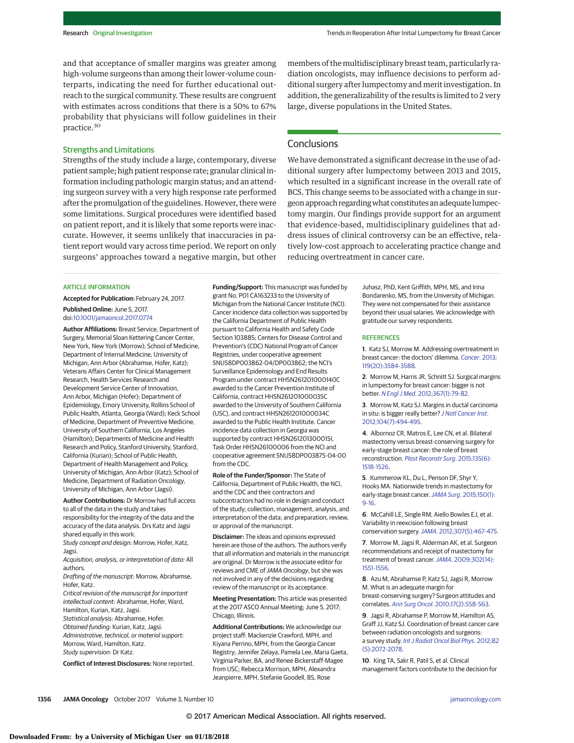and that acceptance of smaller margins was greater among high-volume surgeons than among their lower-volume counterparts, indicating the need for further educational outreach to the surgical community. These results are congruent with estimates across conditions that there is a 50% to 67% probability that physicians will follow guidelines in their practice.[30]

### Strengths and Limitations

Strengths of the study include a large, contemporary, diverse patient sample; high patient response rate; granular clinical information including pathologic margin status; and an attending surgeon survey with a very high response rate performed after the promulgation of the guidelines. However, there were some limitations. Surgical procedures were identified based on patient report, and it is likely that some reports were inaccurate. However, it seems unlikely that inaccuracies in patient report would vary across time period. We report on only surgeons' approaches toward a negative margin, but other members of the multidisciplinary breast team, particularly radiation oncologists, may influence decisions to perform additional surgery after lumpectomy and merit investigation. In addition, the generalizability of the results is limited to 2 very large, diverse populations in the United States.

## Conclusions

We have demonstrated a significant decrease in the use of additional surgery after lumpectomy between 2013 and 2015, which resulted in a significant increase in the overall rate of BCS. This change seems to be associated with a change in surgeon approach regarding what constitutes an adequate lumpectomy margin. Our findings provide support for an argument that evidence-based, multidisciplinary guidelines that address issues of clinical controversy can be an effective, relatively low-cost approach to accelerating practice change and reducing overtreatment in cancer care.

### ARTICLE INFORMATION

**Accepted for Publication:** February 24, 2017.

**Published Online:** June 5, 2017. doi:10.1001/jamaoncol.2017.0774

**Author Affiliations:** Breast Service, Department of Surgery, Memorial Sloan Kettering Cancer Center, New York, New York (Morrow); School of Medicine, Department of Internal Medicine, University of Michigan, Ann Arbor (Abrahamse, Hofer, Katz); Veterans Affairs Center for Clinical Management Research, Health Services Research and Development Service Center of Innovation, Ann Arbor, Michigan (Hofer); Department of Epidemiology, Emory University, Rollins School of Public Health, Atlanta, Georgia (Ward); Keck School of Medicine, Department of Preventive Medicine, University of Southern California, Los Angeles (Hamilton); Departments of Medicine and Health Research and Policy, Stanford University, Stanford, California (Kurian); School of Public Health, Department of Health Management and Policy, University of Michigan, Ann Arbor (Katz); School of Medicine, Department of Radiation Oncology, University of Michigan, Ann Arbor (Jagsi).

**Author Contributions:** Dr Morrow had full access to all of the data in the study and takes responsibility for the integrity of the data and the accuracy of the data analysis. Drs Katz and Jagsi shared equally in this work.

*Study concept and design:* Morrow, Hofer, Katz, Jagsi.

*Acquisition, analysis, or interpretation of data:* All authors.

*Drafting of the manuscript:* Morrow, Abrahamse, Hofer, Katz.

*Critical revision of the manuscript for important intellectual content:* Abrahamse, Hofer, Ward, Hamilton, Kurian, Katz, Jagsi.

*Statistical analysis:* Abrahamse, Hofer.

*Obtained funding:* Kurian, Katz, Jagsi.

*Administrative, technical, or material support:* Morrow, Ward, Hamilton, Katz.

*Study supervision:* Dr Katz.

**Conflict of Interest Disclosures:** None reported.

**Funding/Support:** This manuscript was funded by grant No. P01 CA163233 to the University of Michigan from the National Cancer Institute (NCI). Cancer incidence data collection was supported by the California Department of Public Health pursuant to California Health and Safety Code Section 103885; Centers for Disease Control and Prevention's (CDC) National Program of Cancer Registries, under cooperative agreement 5NU58DP003862-04/DP003862; the NCI's Surveillance Epidemiology and End Results Program under contract HHSN261201000140C awarded to the Cancer Prevention Institute of California, contract HHSN261201000035C awarded to the University of Southern California (USC), and contract HHSN261201000034C awarded to the Public Health Institute. Cancer incidence data collection in Georgia was supported by contract HHSN261201300015I, Task Order HHSN26100006 from the NCI and cooperative agreement 5NU58DP003875-04-00 from the CDC.

**Role of the Funder/Sponsor:** The State of California, Department of Public Health, the NCI, and the CDC and their contractors and subcontractors had no role in design and conduct of the study; collection, management, analysis, and interpretation of the data; and preparation, review, or approval of the manuscript.

**Disclaimer:** The ideas and opinions expressed herein are those of the authors. The authors verify that all information and materials in the manuscript are original. Dr Morrow is the associate editor for reviews and CME of *JAMA Oncology*, but she was not involved in any of the decisions regarding review of the manuscript or its acceptance.

**Meeting Presentation:** This article was presented at the 2017 ASCO Annual Meeting; June 5, 2017; Chicago, Illinois.

**Additional Contributions:** We acknowledge our project staff: Mackenzie Crawford, MPH, and Kiyana Perrino, MPH, from the Georgia Cancer Registry; Jennifer Zelaya, Pamela Lee, Maria Gaeta, Virginia Parker, BA, and Renee Bickerstaff-Magee from USC; Rebecca Morrison, MPH, Alexandra Jeanpierre, MPH, Stefanie Goodell, BS, Rose Juhasz, PhD, Kent Griffith, MPH, MS, and Irina Bondarenko, MS, from the University of Michigan. They were not compensated for their assistance beyond their usual salaries. We acknowledge with gratitude our survey respondents.

### REFERENCES

**1**. Katz SJ, Morrow M. Addressing overtreatment in breast cancer: the doctors' dilemma. *Cancer*. 2013;119(20):3584-3588.

**2**. Morrow M, Harris JR, Schnitt SJ. Surgical margins in lumpectomy for breast cancer: bigger is not better. *N Engl J Med*. 2012;367(1):79-82.

**3**. Morrow M, Katz SJ. Margins in ductal carcinoma in situ: is bigger really better? *J Natl Cancer Inst*. 2012;104(7):494-495.

**4**. Albornoz CR, Matros E, Lee CN, et al. Bilateral mastectomy versus breast-conserving surgery for early-stage breast cancer: the role of breast reconstruction. *Plast Reconstr Surg*. 2015;135(6):1518-1526.

**5**. Kummerow KL, Du L, Penson DF, Shyr Y, Hooks MA. Nationwide trends in mastectomy for early-stage breast cancer. *JAMA Surg*. 2015;150(1):9-16.

**6**. McCahill LE, Single RM, Aiello Bowles EJ, et al. Variability in reexcision following breast conservation surgery. *JAMA*. 2012;307(5):467-475.

**7**. Morrow M, Jagsi R, Alderman AK, et al. Surgeon recommendations and receipt of mastectomy for treatment of breast cancer. *JAMA*. 2009;302(14):1551-1556.

**8**. Azu M, Abrahamse P, Katz SJ, Jagsi R, Morrow M. What is an adequate margin for breast-conserving surgery? Surgeon attitudes and correlates. *Ann Surg Oncol*. 2010;17(2):558-563.

**9**. Jagsi R, Abrahamse P, Morrow M, Hamilton AS, Graff JJ, Katz SJ. Coordination of breast cancer care between radiation oncologists and surgeons: a survey study. *Int J Radiat Oncol Biol Phys*. 2012;82(5):2072-2078.

**10**. King TA, Sakr R, Patil S, et al. Clinical management factors contribute to the decision for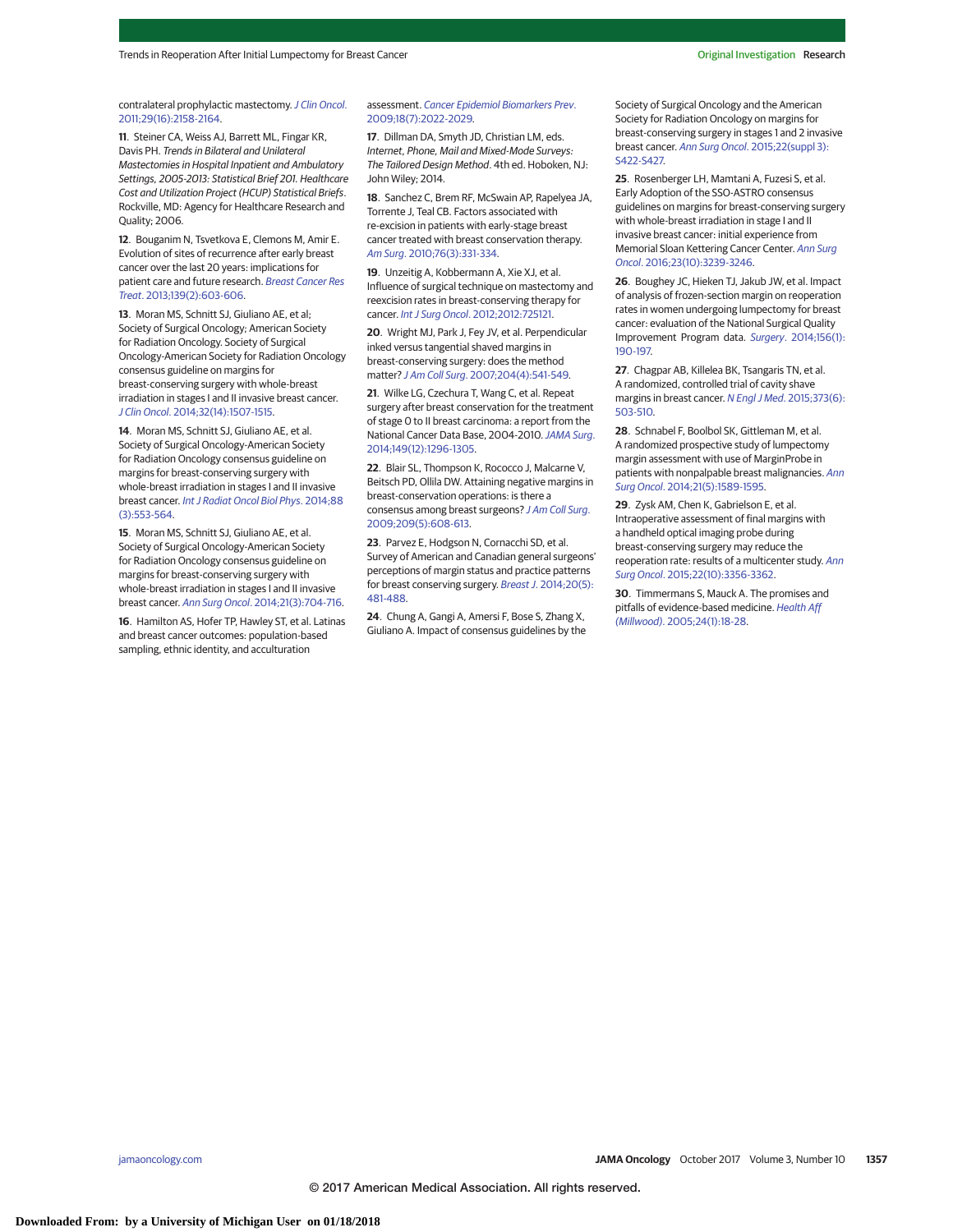contralateral prophylactic mastectomy. *J Clin Oncol*. 2011;29(16):2158-2164.

**11**. Steiner CA, Weiss AJ, Barrett ML, Fingar KR, Davis PH. *Trends in Bilateral and Unilateral Mastectomies in Hospital Inpatient and Ambulatory Settings, 2005-2013: Statistical Brief 201. Healthcare Cost and Utilization Project (HCUP) Statistical Briefs*. Rockville, MD: Agency for Healthcare Research and Quality; 2006.

**12**. Bouganim N, Tsvetkova E, Clemons M, Amir E. Evolution of sites of recurrence after early breast cancer over the last 20 years: implications for patient care and future research. *Breast Cancer Res Treat*. 2013;139(2):603-606.

**13**. Moran MS, Schnitt SJ, Giuliano AE, et al; Society of Surgical Oncology; American Society for Radiation Oncology. Society of Surgical Oncology-American Society for Radiation Oncology consensus guideline on margins for breast-conserving surgery with whole-breast irradiation in stages I and II invasive breast cancer. *J Clin Oncol*. 2014;32(14):1507-1515.

**14**. Moran MS, Schnitt SJ, Giuliano AE, et al. Society of Surgical Oncology-American Society for Radiation Oncology consensus guideline on margins for breast-conserving surgery with whole-breast irradiation in stages I and II invasive breast cancer. *Int J Radiat Oncol Biol Phys*. 2014;88(3):553-564.

**15**. Moran MS, Schnitt SJ, Giuliano AE, et al. Society of Surgical Oncology-American Society for Radiation Oncology consensus guideline on margins for breast-conserving surgery with whole-breast irradiation in stages I and II invasive breast cancer. *Ann Surg Oncol*. 2014;21(3):704-716.

**16**. Hamilton AS, Hofer TP, Hawley ST, et al. Latinas and breast cancer outcomes: population-based sampling, ethnic identity, and acculturation assessment. *Cancer Epidemiol Biomarkers Prev*. 2009;18(7):2022-2029.

**17**. Dillman DA, Smyth JD, Christian LM, eds. *Internet, Phone, Mail and Mixed-Mode Surveys: The Tailored Design Method*. 4th ed. Hoboken, NJ: John Wiley; 2014.

**18**. Sanchez C, Brem RF, McSwain AP, Rapelyea JA, Torrente J, Teal CB. Factors associated with re-excision in patients with early-stage breast cancer treated with breast conservation therapy. *Am Surg*. 2010;76(3):331-334.

**19**. Unzeitig A, Kobbermann A, Xie XJ, et al. Influence of surgical technique on mastectomy and reexcision rates in breast-conserving therapy for cancer. *Int J Surg Oncol*. 2012;2012:725121.

**20**. Wright MJ, Park J, Fey JV, et al. Perpendicular inked versus tangential shaved margins in breast-conserving surgery: does the method matter? *J Am Coll Surg*. 2007;204(4):541-549.

**21**. Wilke LG, Czechura T, Wang C, et al. Repeat surgery after breast conservation for the treatment of stage 0 to II breast carcinoma: a report from the National Cancer Data Base, 2004-2010. *JAMA Surg*. 2014;149(12):1296-1305.

**22**. Blair SL, Thompson K, Rococco J, Malcarne V, Beitsch PD, Ollila DW. Attaining negative margins in breast-conservation operations: is there a consensus among breast surgeons? *J Am Coll Surg*. 2009;209(5):608-613.

**23**. Parvez E, Hodgson N, Cornacchi SD, et al. Survey of American and Canadian general surgeons' perceptions of margin status and practice patterns for breast conserving surgery. *Breast J*. 2014;20(5):481-488.

**24**. Chung A, Gangi A, Amersi F, Bose S, Zhang X, Giuliano A. Impact of consensus guidelines by the Society of Surgical Oncology and the American Society for Radiation Oncology on margins for breast-conserving surgery in stages 1 and 2 invasive breast cancer. *Ann Surg Oncol*. 2015;22(suppl 3):S422-S427.

**25**. Rosenberger LH, Mamtani A, Fuzesi S, et al. Early Adoption of the SSO-ASTRO consensus guidelines on margins for breast-conserving surgery with whole-breast irradiation in stage I and II invasive breast cancer: initial experience from Memorial Sloan Kettering Cancer Center. *Ann Surg Oncol*. 2016;23(10):3239-3246.

**26**. Boughey JC, Hieken TJ, Jakub JW, et al. Impact of analysis of frozen-section margin on reoperation rates in women undergoing lumpectomy for breast cancer: evaluation of the National Surgical Quality Improvement Program data. *Surgery*. 2014;156(1):190-197.

**27**. Chagpar AB, Killelea BK, Tsangaris TN, et al. A randomized, controlled trial of cavity shave margins in breast cancer. *N Engl J Med*. 2015;373(6):503-510.

**28**. Schnabel F, Boolbol SK, Gittleman M, et al. A randomized prospective study of lumpectomy margin assessment with use of MarginProbe in patients with nonpalpable breast malignancies. *Ann Surg Oncol*. 2014;21(5):1589-1595.

**29**. Zysk AM, Chen K, Gabrielson E, et al. Intraoperative assessment of final margins with a handheld optical imaging probe during breast-conserving surgery may reduce the reoperation rate: results of a multicenter study. *Ann Surg Oncol*. 2015;22(10):3356-3362.

**30**. Timmermans S, Mauck A. The promises and pitfalls of evidence-based medicine. *Health Aff (Millwood)*. 2005;24(1):18-28.